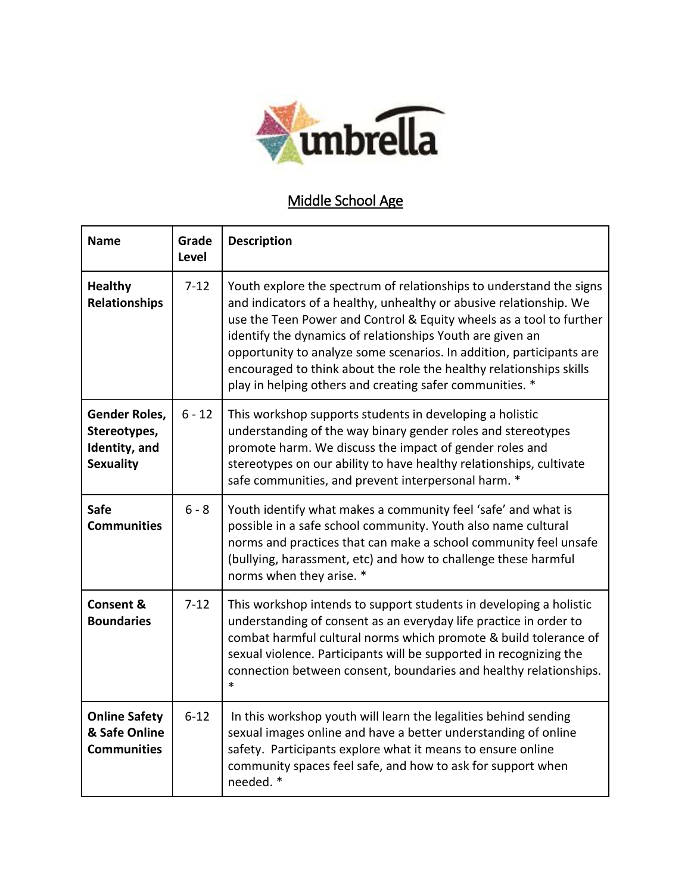umbrella

## Middle School Age

| Name | Grade Level | Description |
|---|---|---|
| **Healthy Relationships** | 7-12 | Youth explore the spectrum of relationships to understand the signs and indicators of a healthy, unhealthy or abusive relationship. We use the Teen Power and Control & Equity wheels as a tool to further identify the dynamics of relationships Youth are given an opportunity to analyze some scenarios. In addition, participants are encouraged to think about the role the healthy relationships skills play in helping others and creating safer communities. * |
| **Gender Roles, Stereotypes, Identity, and Sexuality** | 6 - 12 | This workshop supports students in developing a holistic understanding of the way binary gender roles and stereotypes promote harm. We discuss the impact of gender roles and stereotypes on our ability to have healthy relationships, cultivate safe communities, and prevent interpersonal harm. * |
| **Safe Communities** | 6 - 8 | Youth identify what makes a community feel 'safe' and what is possible in a safe school community. Youth also name cultural norms and practices that can make a school community feel unsafe (bullying, harassment, etc) and how to challenge these harmful norms when they arise. * |
| **Consent & Boundaries** | 7-12 | This workshop intends to support students in developing a holistic understanding of consent as an everyday life practice in order to combat harmful cultural norms which promote & build tolerance of sexual violence. Participants will be supported in recognizing the connection between consent, boundaries and healthy relationships. * |
| **Online Safety & Safe Online Communities** | 6-12 | In this workshop youth will learn the legalities behind sending sexual images online and have a better understanding of online safety. Participants explore what it means to ensure online community spaces feel safe, and how to ask for support when needed. * |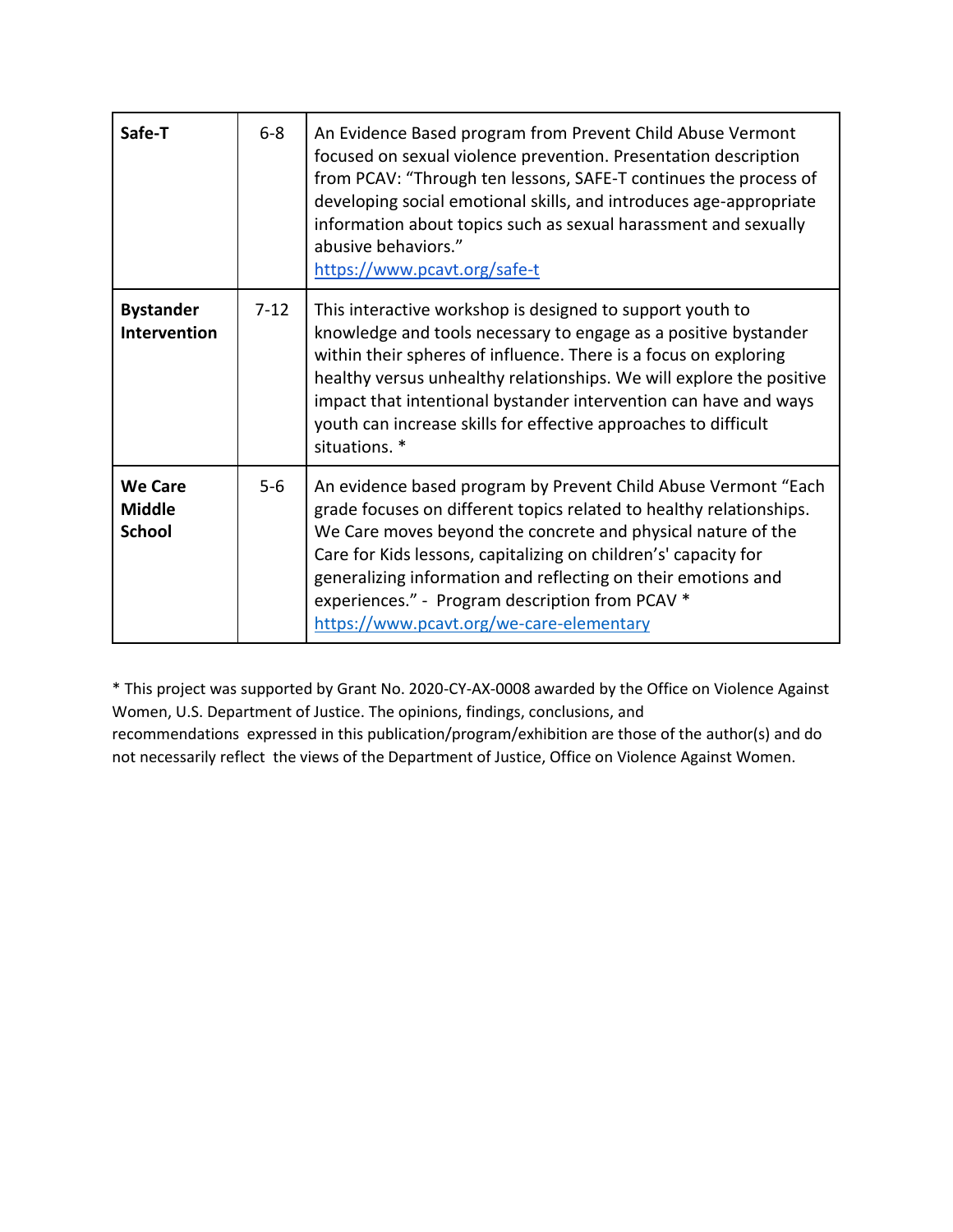| | | |
|---|---|---|
| **Safe-T** | 6-8 | An Evidence Based program from Prevent Child Abuse Vermont focused on sexual violence prevention. Presentation description from PCAV: "Through ten lessons, SAFE-T continues the process of developing social emotional skills, and introduces age-appropriate information about topics such as sexual harassment and sexually abusive behaviors." https://www.pcavt.org/safe-t |
| **Bystander Intervention** | 7-12 | This interactive workshop is designed to support youth to knowledge and tools necessary to engage as a positive bystander within their spheres of influence. There is a focus on exploring healthy versus unhealthy relationships. We will explore the positive impact that intentional bystander intervention can have and ways youth can increase skills for effective approaches to difficult situations. * |
| **We Care Middle School** | 5-6 | An evidence based program by Prevent Child Abuse Vermont "Each grade focuses on different topics related to healthy relationships. We Care moves beyond the concrete and physical nature of the Care for Kids lessons, capitalizing on children's' capacity for generalizing information and reflecting on their emotions and experiences." - Program description from PCAV * https://www.pcavt.org/we-care-elementary |

* This project was supported by Grant No. 2020-CY-AX-0008 awarded by the Office on Violence Against Women, U.S. Department of Justice. The opinions, findings, conclusions, and recommendations expressed in this publication/program/exhibition are those of the author(s) and do not necessarily reflect the views of the Department of Justice, Office on Violence Against Women.